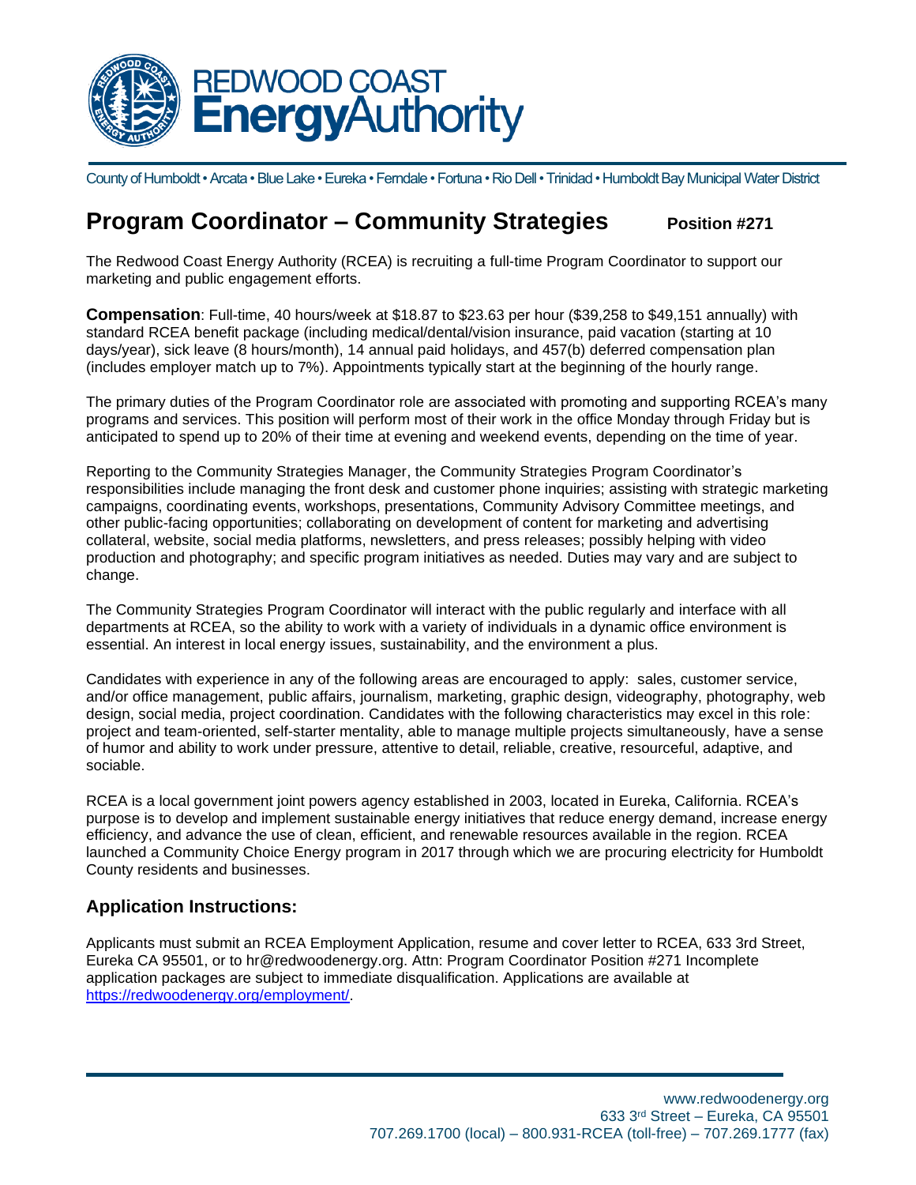REDWOOD COAST **Energy**Authority

County of Humboldt • Arcata • Blue Lake • Eureka • Ferndale • Fortuna • Rio Dell • Trinidad • Humboldt Bay Municipal Water District

# Program Coordinator – Community Strategies **Position #271**

The Redwood Coast Energy Authority (RCEA) is recruiting a full-time Program Coordinator to support our marketing and public engagement efforts.

**Compensation**: Full-time, 40 hours/week at $18.87 to $23.63 per hour ($39,258 to $49,151 annually) with standard RCEA benefit package (including medical/dental/vision insurance, paid vacation (starting at 10 days/year), sick leave (8 hours/month), 14 annual paid holidays, and 457(b) deferred compensation plan (includes employer match up to 7%). Appointments typically start at the beginning of the hourly range.

The primary duties of the Program Coordinator role are associated with promoting and supporting RCEA's many programs and services. This position will perform most of their work in the office Monday through Friday but is anticipated to spend up to 20% of their time at evening and weekend events, depending on the time of year.

Reporting to the Community Strategies Manager, the Community Strategies Program Coordinator's responsibilities include managing the front desk and customer phone inquiries; assisting with strategic marketing campaigns, coordinating events, workshops, presentations, Community Advisory Committee meetings, and other public-facing opportunities; collaborating on development of content for marketing and advertising collateral, website, social media platforms, newsletters, and press releases; possibly helping with video production and photography; and specific program initiatives as needed. Duties may vary and are subject to change.

The Community Strategies Program Coordinator will interact with the public regularly and interface with all departments at RCEA, so the ability to work with a variety of individuals in a dynamic office environment is essential. An interest in local energy issues, sustainability, and the environment a plus.

Candidates with experience in any of the following areas are encouraged to apply: sales, customer service, and/or office management, public affairs, journalism, marketing, graphic design, videography, photography, web design, social media, project coordination. Candidates with the following characteristics may excel in this role: project and team-oriented, self-starter mentality, able to manage multiple projects simultaneously, have a sense of humor and ability to work under pressure, attentive to detail, reliable, creative, resourceful, adaptive, and sociable.

RCEA is a local government joint powers agency established in 2003, located in Eureka, California. RCEA's purpose is to develop and implement sustainable energy initiatives that reduce energy demand, increase energy efficiency, and advance the use of clean, efficient, and renewable resources available in the region. RCEA launched a Community Choice Energy program in 2017 through which we are procuring electricity for Humboldt County residents and businesses.

## Application Instructions:

Applicants must submit an RCEA Employment Application, resume and cover letter to RCEA, 633 3rd Street, Eureka CA 95501, or to hr@redwoodenergy.org. Attn: Program Coordinator Position #271 Incomplete application packages are subject to immediate disqualification. Applications are available at https://redwoodenergy.org/employment/.

www.redwoodenergy.org
633 3rd Street – Eureka, CA 95501
707.269.1700 (local) – 800.931-RCEA (toll-free) – 707.269.1777 (fax)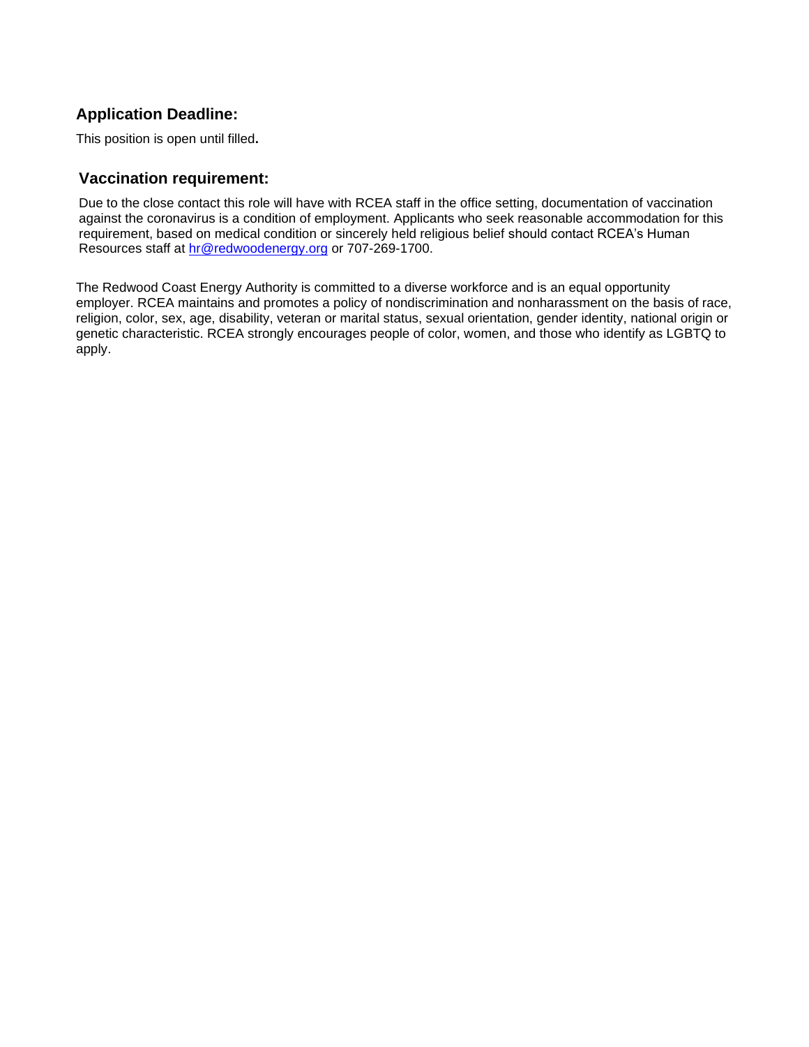### Application Deadline:

This position is open until filled**.**

### Vaccination requirement:

Due to the close contact this role will have with RCEA staff in the office setting, documentation of vaccination against the coronavirus is a condition of employment. Applicants who seek reasonable accommodation for this requirement, based on medical condition or sincerely held religious belief should contact RCEA's Human Resources staff at hr@redwoodenergy.org or 707-269-1700.

The Redwood Coast Energy Authority is committed to a diverse workforce and is an equal opportunity employer. RCEA maintains and promotes a policy of nondiscrimination and nonharassment on the basis of race, religion, color, sex, age, disability, veteran or marital status, sexual orientation, gender identity, national origin or genetic characteristic. RCEA strongly encourages people of color, women, and those who identify as LGBTQ to apply.